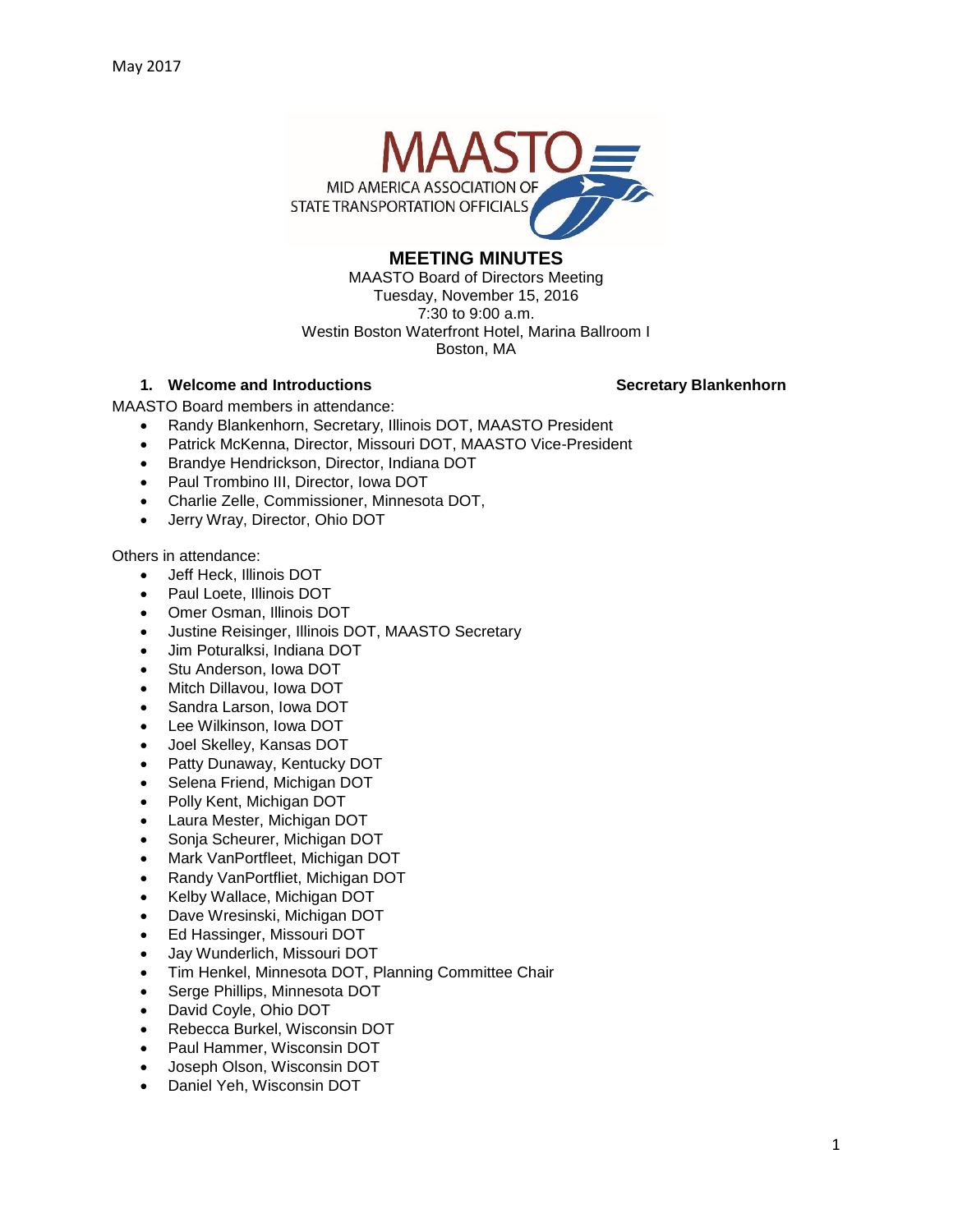May 2017

MAASTO
MID AMERICA ASSOCIATION OF
STATE TRANSPORTATION OFFICIALS

# MEETING MINUTES

MAASTO Board of Directors Meeting
Tuesday, November 15, 2016
7:30 to 9:00 a.m.
Westin Boston Waterfront Hotel, Marina Ballroom I
Boston, MA

## 1. Welcome and Introductions — Secretary Blankenhorn

MAASTO Board members in attendance:

- Randy Blankenhorn, Secretary, Illinois DOT, MAASTO President
- Patrick McKenna, Director, Missouri DOT, MAASTO Vice-President
- Brandye Hendrickson, Director, Indiana DOT
- Paul Trombino III, Director, Iowa DOT
- Charlie Zelle, Commissioner, Minnesota DOT,
- Jerry Wray, Director, Ohio DOT

Others in attendance:

- Jeff Heck, Illinois DOT
- Paul Loete, Illinois DOT
- Omer Osman, Illinois DOT
- Justine Reisinger, Illinois DOT, MAASTO Secretary
- Jim Poturalksi, Indiana DOT
- Stu Anderson, Iowa DOT
- Mitch Dillavou, Iowa DOT
- Sandra Larson, Iowa DOT
- Lee Wilkinson, Iowa DOT
- Joel Skelley, Kansas DOT
- Patty Dunaway, Kentucky DOT
- Selena Friend, Michigan DOT
- Polly Kent, Michigan DOT
- Laura Mester, Michigan DOT
- Sonja Scheurer, Michigan DOT
- Mark VanPortfleet, Michigan DOT
- Randy VanPortfliet, Michigan DOT
- Kelby Wallace, Michigan DOT
- Dave Wresinski, Michigan DOT
- Ed Hassinger, Missouri DOT
- Jay Wunderlich, Missouri DOT
- Tim Henkel, Minnesota DOT, Planning Committee Chair
- Serge Phillips, Minnesota DOT
- David Coyle, Ohio DOT
- Rebecca Burkel, Wisconsin DOT
- Paul Hammer, Wisconsin DOT
- Joseph Olson, Wisconsin DOT
- Daniel Yeh, Wisconsin DOT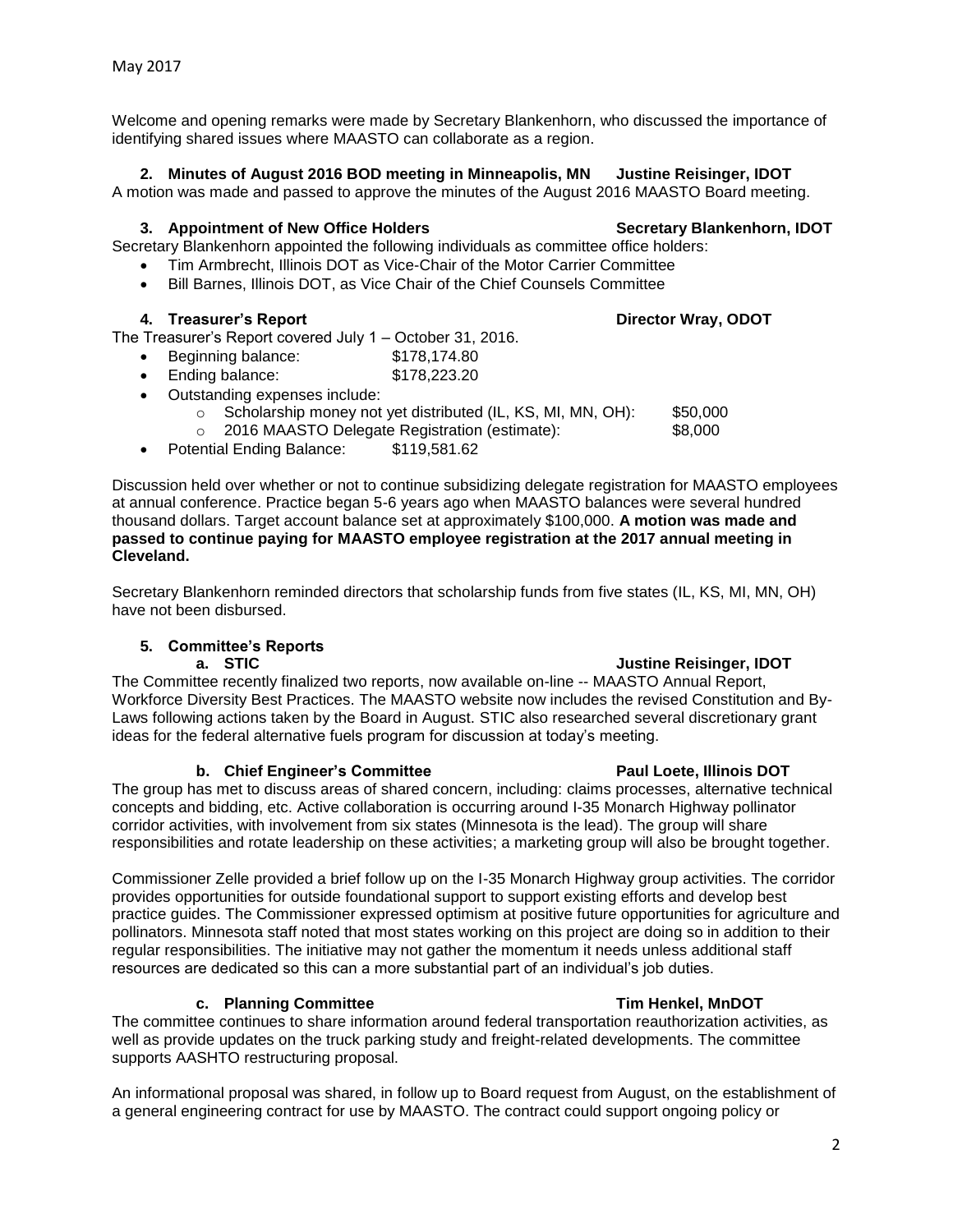May 2017

Welcome and opening remarks were made by Secretary Blankenhorn, who discussed the importance of identifying shared issues where MAASTO can collaborate as a region.

**2. Minutes of August 2016 BOD meeting in Minneapolis, MN — Justine Reisinger, IDOT**

A motion was made and passed to approve the minutes of the August 2016 MAASTO Board meeting.

**3. Appointment of New Office Holders — Secretary Blankenhorn, IDOT**

Secretary Blankenhorn appointed the following individuals as committee office holders:

- Tim Armbrecht, Illinois DOT as Vice-Chair of the Motor Carrier Committee
- Bill Barnes, Illinois DOT, as Vice Chair of the Chief Counsels Committee

**4. Treasurer's Report — Director Wray, ODOT**

The Treasurer's Report covered July 1 – October 31, 2016.

- Beginning balance: $178,174.80
- Ending balance: $178,223.20
- Outstanding expenses include:
  - Scholarship money not yet distributed (IL, KS, MI, MN, OH): $50,000
  - 2016 MAASTO Delegate Registration (estimate): $8,000
- Potential Ending Balance: $119,581.62

Discussion held over whether or not to continue subsidizing delegate registration for MAASTO employees at annual conference. Practice began 5-6 years ago when MAASTO balances were several hundred thousand dollars. Target account balance set at approximately $100,000. **A motion was made and passed to continue paying for MAASTO employee registration at the 2017 annual meeting in Cleveland.**

Secretary Blankenhorn reminded directors that scholarship funds from five states (IL, KS, MI, MN, OH) have not been disbursed.

**5. Committee's Reports**

**a. STIC — Justine Reisinger, IDOT**

The Committee recently finalized two reports, now available on-line -- MAASTO Annual Report, Workforce Diversity Best Practices. The MAASTO website now includes the revised Constitution and By-Laws following actions taken by the Board in August. STIC also researched several discretionary grant ideas for the federal alternative fuels program for discussion at today's meeting.

**b. Chief Engineer's Committee — Paul Loete, Illinois DOT**

The group has met to discuss areas of shared concern, including: claims processes, alternative technical concepts and bidding, etc. Active collaboration is occurring around I-35 Monarch Highway pollinator corridor activities, with involvement from six states (Minnesota is the lead). The group will share responsibilities and rotate leadership on these activities; a marketing group will also be brought together.

Commissioner Zelle provided a brief follow up on the I-35 Monarch Highway group activities. The corridor provides opportunities for outside foundational support to support existing efforts and develop best practice guides. The Commissioner expressed optimism at positive future opportunities for agriculture and pollinators. Minnesota staff noted that most states working on this project are doing so in addition to their regular responsibilities. The initiative may not gather the momentum it needs unless additional staff resources are dedicated so this can a more substantial part of an individual's job duties.

**c. Planning Committee — Tim Henkel, MnDOT**

The committee continues to share information around federal transportation reauthorization activities, as well as provide updates on the truck parking study and freight-related developments. The committee supports AASHTO restructuring proposal.

An informational proposal was shared, in follow up to Board request from August, on the establishment of a general engineering contract for use by MAASTO. The contract could support ongoing policy or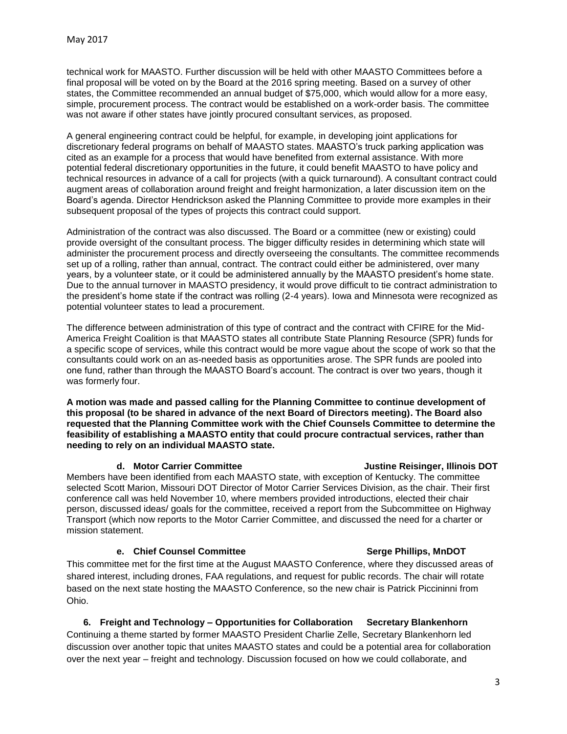technical work for MAASTO. Further discussion will be held with other MAASTO Committees before a final proposal will be voted on by the Board at the 2016 spring meeting. Based on a survey of other states, the Committee recommended an annual budget of $75,000, which would allow for a more easy, simple, procurement process. The contract would be established on a work-order basis. The committee was not aware if other states have jointly procured consultant services, as proposed.

A general engineering contract could be helpful, for example, in developing joint applications for discretionary federal programs on behalf of MAASTO states. MAASTO's truck parking application was cited as an example for a process that would have benefited from external assistance. With more potential federal discretionary opportunities in the future, it could benefit MAASTO to have policy and technical resources in advance of a call for projects (with a quick turnaround). A consultant contract could augment areas of collaboration around freight and freight harmonization, a later discussion item on the Board's agenda. Director Hendrickson asked the Planning Committee to provide more examples in their subsequent proposal of the types of projects this contract could support.

Administration of the contract was also discussed. The Board or a committee (new or existing) could provide oversight of the consultant process. The bigger difficulty resides in determining which state will administer the procurement process and directly overseeing the consultants. The committee recommends set up of a rolling, rather than annual, contract. The contract could either be administered, over many years, by a volunteer state, or it could be administered annually by the MAASTO president's home state. Due to the annual turnover in MAASTO presidency, it would prove difficult to tie contract administration to the president's home state if the contract was rolling (2-4 years). Iowa and Minnesota were recognized as potential volunteer states to lead a procurement.

The difference between administration of this type of contract and the contract with CFIRE for the Mid-America Freight Coalition is that MAASTO states all contribute State Planning Resource (SPR) funds for a specific scope of services, while this contract would be more vague about the scope of work so that the consultants could work on an as-needed basis as opportunities arose. The SPR funds are pooled into one fund, rather than through the MAASTO Board's account. The contract is over two years, though it was formerly four.

**A motion was made and passed calling for the Planning Committee to continue development of this proposal (to be shared in advance of the next Board of Directors meeting). The Board also requested that the Planning Committee work with the Chief Counsels Committee to determine the feasibility of establishing a MAASTO entity that could procure contractual services, rather than needing to rely on an individual MAASTO state.**

**d. Motor Carrier Committee — Justine Reisinger, Illinois DOT**

Members have been identified from each MAASTO state, with exception of Kentucky. The committee selected Scott Marion, Missouri DOT Director of Motor Carrier Services Division, as the chair. Their first conference call was held November 10, where members provided introductions, elected their chair person, discussed ideas/ goals for the committee, received a report from the Subcommittee on Highway Transport (which now reports to the Motor Carrier Committee, and discussed the need for a charter or mission statement.

**e. Chief Counsel Committee — Serge Phillips, MnDOT**

This committee met for the first time at the August MAASTO Conference, where they discussed areas of shared interest, including drones, FAA regulations, and request for public records. The chair will rotate based on the next state hosting the MAASTO Conference, so the new chair is Patrick Piccininni from Ohio.

**6. Freight and Technology – Opportunities for Collaboration — Secretary Blankenhorn**

Continuing a theme started by former MAASTO President Charlie Zelle, Secretary Blankenhorn led discussion over another topic that unites MAASTO states and could be a potential area for collaboration over the next year – freight and technology. Discussion focused on how we could collaborate, and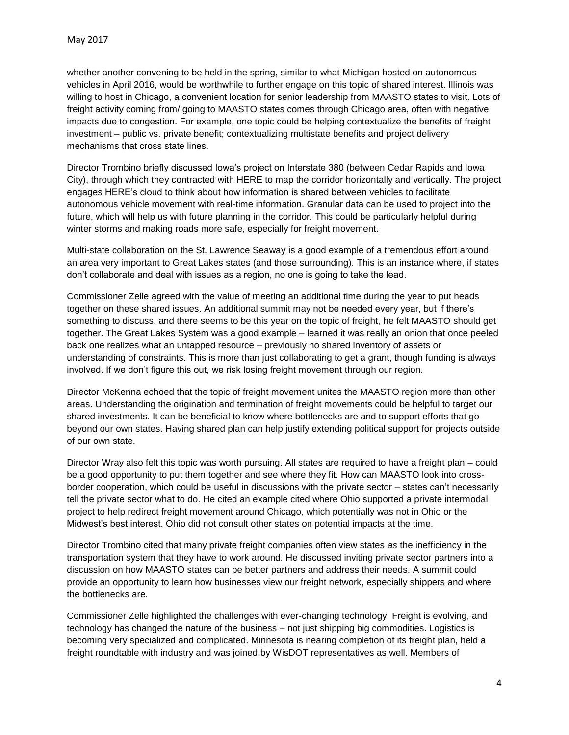whether another convening to be held in the spring, similar to what Michigan hosted on autonomous vehicles in April 2016, would be worthwhile to further engage on this topic of shared interest. Illinois was willing to host in Chicago, a convenient location for senior leadership from MAASTO states to visit. Lots of freight activity coming from/ going to MAASTO states comes through Chicago area, often with negative impacts due to congestion. For example, one topic could be helping contextualize the benefits of freight investment – public vs. private benefit; contextualizing multistate benefits and project delivery mechanisms that cross state lines.

Director Trombino briefly discussed Iowa's project on Interstate 380 (between Cedar Rapids and Iowa City), through which they contracted with HERE to map the corridor horizontally and vertically. The project engages HERE's cloud to think about how information is shared between vehicles to facilitate autonomous vehicle movement with real-time information. Granular data can be used to project into the future, which will help us with future planning in the corridor. This could be particularly helpful during winter storms and making roads more safe, especially for freight movement.

Multi-state collaboration on the St. Lawrence Seaway is a good example of a tremendous effort around an area very important to Great Lakes states (and those surrounding). This is an instance where, if states don't collaborate and deal with issues as a region, no one is going to take the lead.

Commissioner Zelle agreed with the value of meeting an additional time during the year to put heads together on these shared issues. An additional summit may not be needed every year, but if there's something to discuss, and there seems to be this year on the topic of freight, he felt MAASTO should get together. The Great Lakes System was a good example – learned it was really an onion that once peeled back one realizes what an untapped resource – previously no shared inventory of assets or understanding of constraints. This is more than just collaborating to get a grant, though funding is always involved. If we don't figure this out, we risk losing freight movement through our region.

Director McKenna echoed that the topic of freight movement unites the MAASTO region more than other areas. Understanding the origination and termination of freight movements could be helpful to target our shared investments. It can be beneficial to know where bottlenecks are and to support efforts that go beyond our own states. Having shared plan can help justify extending political support for projects outside of our own state.

Director Wray also felt this topic was worth pursuing. All states are required to have a freight plan – could be a good opportunity to put them together and see where they fit. How can MAASTO look into cross-border cooperation, which could be useful in discussions with the private sector – states can't necessarily tell the private sector what to do. He cited an example cited where Ohio supported a private intermodal project to help redirect freight movement around Chicago, which potentially was not in Ohio or the Midwest's best interest. Ohio did not consult other states on potential impacts at the time.

Director Trombino cited that many private freight companies often view states *as* the inefficiency in the transportation system that they have to work around. He discussed inviting private sector partners into a discussion on how MAASTO states can be better partners and address their needs. A summit could provide an opportunity to learn how businesses view our freight network, especially shippers and where the bottlenecks are.

Commissioner Zelle highlighted the challenges with ever-changing technology. Freight is evolving, and technology has changed the nature of the business – not just shipping big commodities. Logistics is becoming very specialized and complicated. Minnesota is nearing completion of its freight plan, held a freight roundtable with industry and was joined by WisDOT representatives as well. Members of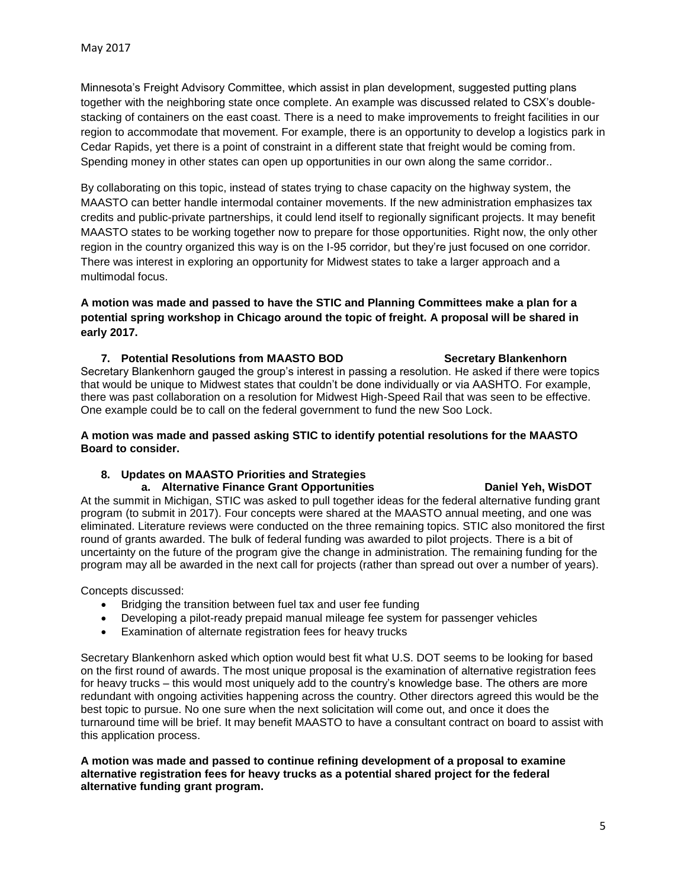Minnesota's Freight Advisory Committee, which assist in plan development, suggested putting plans together with the neighboring state once complete. An example was discussed related to CSX's double-stacking of containers on the east coast. There is a need to make improvements to freight facilities in our region to accommodate that movement. For example, there is an opportunity to develop a logistics park in Cedar Rapids, yet there is a point of constraint in a different state that freight would be coming from. Spending money in other states can open up opportunities in our own along the same corridor..

By collaborating on this topic, instead of states trying to chase capacity on the highway system, the MAASTO can better handle intermodal container movements. If the new administration emphasizes tax credits and public-private partnerships, it could lend itself to regionally significant projects. It may benefit MAASTO states to be working together now to prepare for those opportunities. Right now, the only other region in the country organized this way is on the I-95 corridor, but they're just focused on one corridor. There was interest in exploring an opportunity for Midwest states to take a larger approach and a multimodal focus.

**A motion was made and passed to have the STIC and Planning Committees make a plan for a potential spring workshop in Chicago around the topic of freight. A proposal will be shared in early 2017.**

**7. Potential Resolutions from MAASTO BOD — Secretary Blankenhorn**

Secretary Blankenhorn gauged the group's interest in passing a resolution. He asked if there were topics that would be unique to Midwest states that couldn't be done individually or via AASHTO. For example, there was past collaboration on a resolution for Midwest High-Speed Rail that was seen to be effective. One example could be to call on the federal government to fund the new Soo Lock.

**A motion was made and passed asking STIC to identify potential resolutions for the MAASTO Board to consider.**

**8. Updates on MAASTO Priorities and Strategies**

**a. Alternative Finance Grant Opportunities — Daniel Yeh, WisDOT**

At the summit in Michigan, STIC was asked to pull together ideas for the federal alternative funding grant program (to submit in 2017). Four concepts were shared at the MAASTO annual meeting, and one was eliminated. Literature reviews were conducted on the three remaining topics. STIC also monitored the first round of grants awarded. The bulk of federal funding was awarded to pilot projects. There is a bit of uncertainty on the future of the program give the change in administration. The remaining funding for the program may all be awarded in the next call for projects (rather than spread out over a number of years).

Concepts discussed:

- Bridging the transition between fuel tax and user fee funding
- Developing a pilot-ready prepaid manual mileage fee system for passenger vehicles
- Examination of alternate registration fees for heavy trucks

Secretary Blankenhorn asked which option would best fit what U.S. DOT seems to be looking for based on the first round of awards. The most unique proposal is the examination of alternative registration fees for heavy trucks – this would most uniquely add to the country's knowledge base. The others are more redundant with ongoing activities happening across the country. Other directors agreed this would be the best topic to pursue. No one sure when the next solicitation will come out, and once it does the turnaround time will be brief. It may benefit MAASTO to have a consultant contract on board to assist with this application process.

**A motion was made and passed to continue refining development of a proposal to examine alternative registration fees for heavy trucks as a potential shared project for the federal alternative funding grant program.**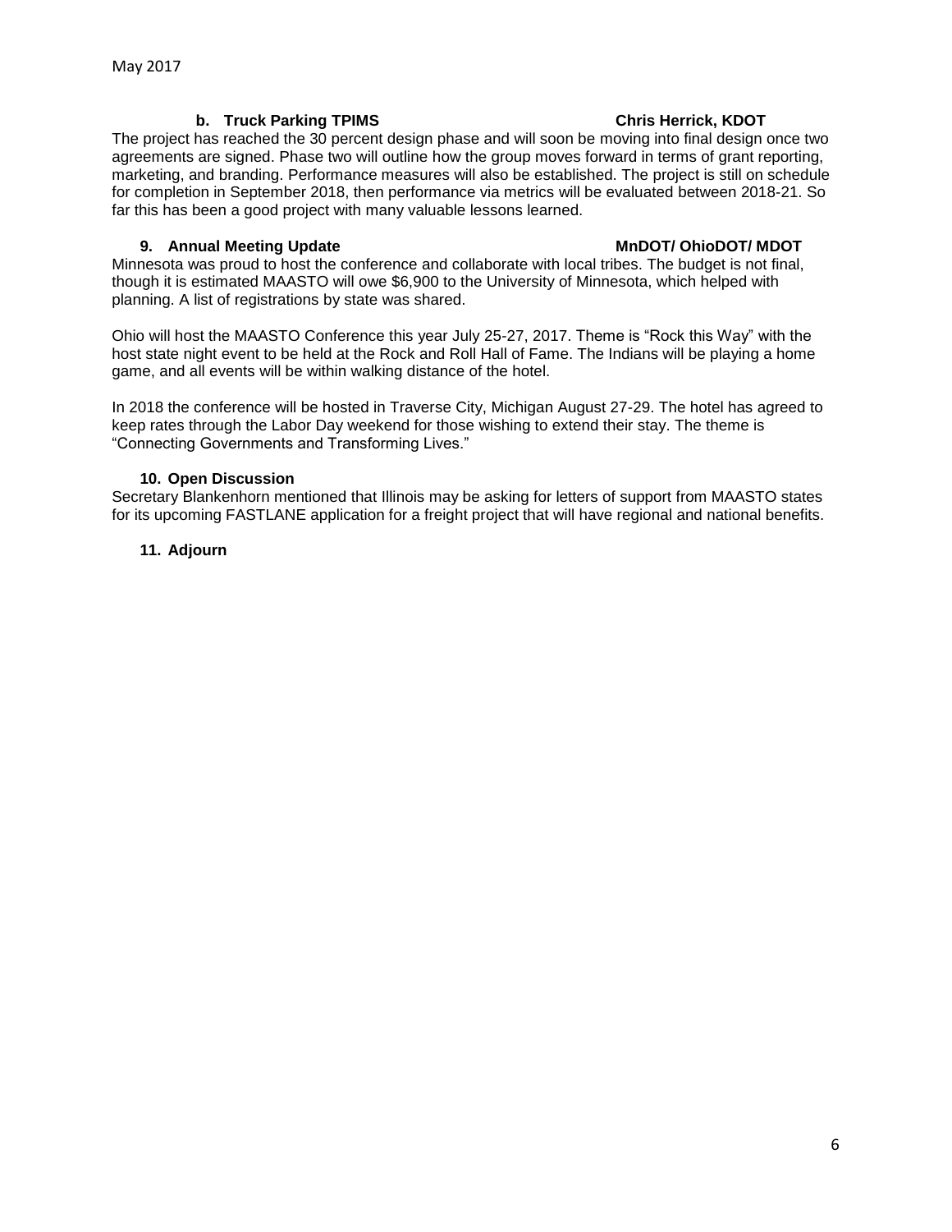**b. Truck Parking TPIMS** **Chris Herrick, KDOT**

The project has reached the 30 percent design phase and will soon be moving into final design once two agreements are signed. Phase two will outline how the group moves forward in terms of grant reporting, marketing, and branding. Performance measures will also be established. The project is still on schedule for completion in September 2018, then performance via metrics will be evaluated between 2018-21. So far this has been a good project with many valuable lessons learned.

**9. Annual Meeting Update** **MnDOT/ OhioDOT/ MDOT**

Minnesota was proud to host the conference and collaborate with local tribes. The budget is not final, though it is estimated MAASTO will owe $6,900 to the University of Minnesota, which helped with planning. A list of registrations by state was shared.

Ohio will host the MAASTO Conference this year July 25-27, 2017. Theme is "Rock this Way" with the host state night event to be held at the Rock and Roll Hall of Fame. The Indians will be playing a home game, and all events will be within walking distance of the hotel.

In 2018 the conference will be hosted in Traverse City, Michigan August 27-29. The hotel has agreed to keep rates through the Labor Day weekend for those wishing to extend their stay. The theme is "Connecting Governments and Transforming Lives."

**10. Open Discussion**

Secretary Blankenhorn mentioned that Illinois may be asking for letters of support from MAASTO states for its upcoming FASTLANE application for a freight project that will have regional and national benefits.

**11. Adjourn**